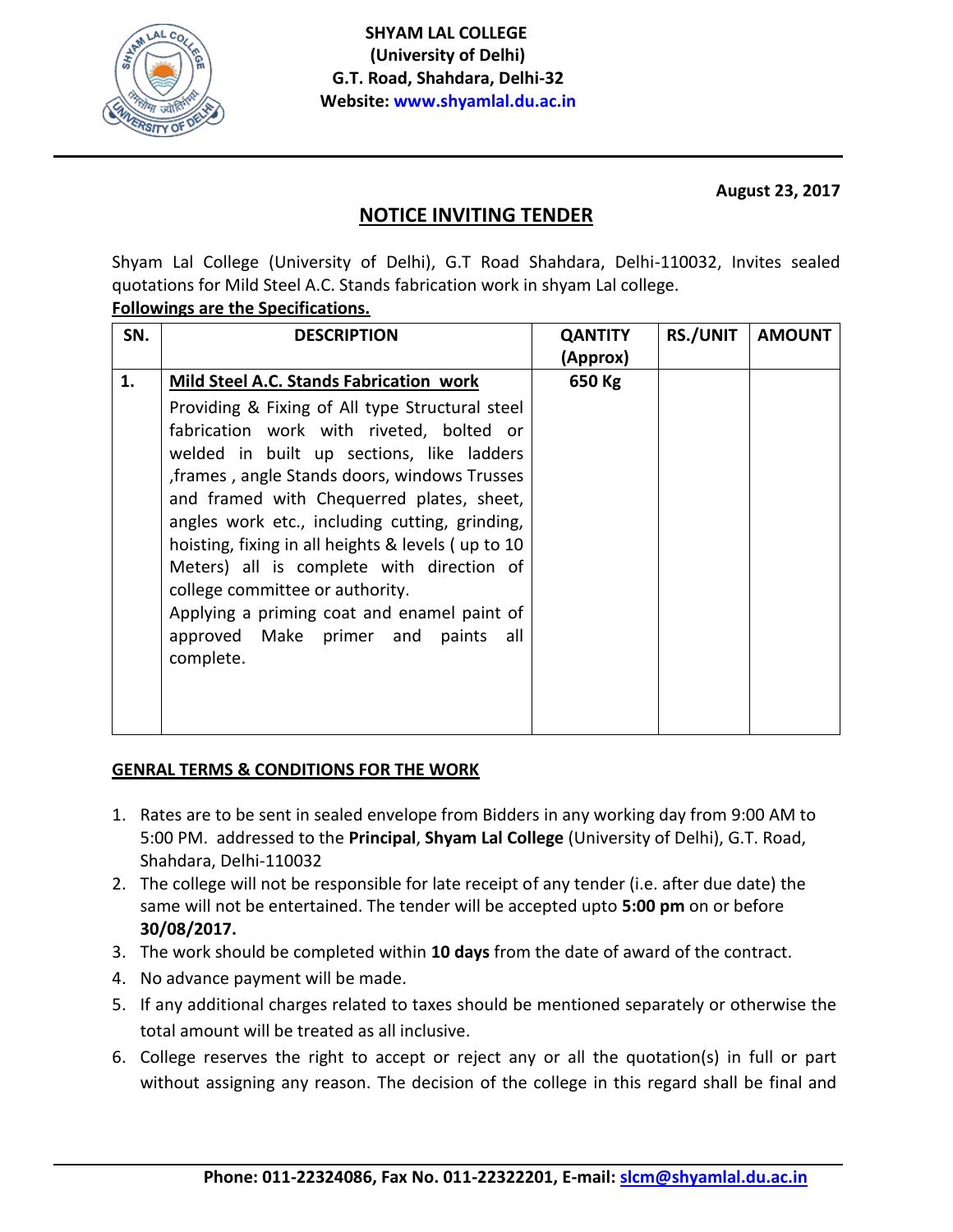**SHYAM LAL COLLEGE**
**(University of Delhi)**
**G.T. Road, Shahdara, Delhi-32**
**Website: www.shyamlal.du.ac.in**

**August 23, 2017**

## NOTICE INVITING TENDER

Shyam Lal College (University of Delhi), G.T Road Shahdara, Delhi-110032, Invites sealed quotations for Mild Steel A.C. Stands fabrication work in shyam Lal college.

**Followings are the Specifications.**

| SN. | DESCRIPTION | QANTITY (Approx) | RS./UNIT | AMOUNT |
|---|---|---|---|---|
| **1.** | **Mild Steel A.C. Stands Fabrication work**<br>Providing & Fixing of All type Structural steel fabrication work with riveted, bolted or welded in built up sections, like ladders ,frames , angle Stands doors, windows Trusses and framed with Chequerred plates, sheet, angles work etc., including cutting, grinding, hoisting, fixing in all heights & levels ( up to 10 Meters) all is complete with direction of college committee or authority.<br>Applying a priming coat and enamel paint of approved Make primer and paints all complete. | **650 Kg** | | |

**GENRAL TERMS & CONDITIONS FOR THE WORK**

1. Rates are to be sent in sealed envelope from Bidders in any working day from 9:00 AM to 5:00 PM. addressed to the **Principal**, **Shyam Lal College** (University of Delhi), G.T. Road, Shahdara, Delhi-110032
2. The college will not be responsible for late receipt of any tender (i.e. after due date) the same will not be entertained. The tender will be accepted upto **5:00 pm** on or before **30/08/2017.**
3. The work should be completed within **10 days** from the date of award of the contract.
4. No advance payment will be made.
5. If any additional charges related to taxes should be mentioned separately or otherwise the total amount will be treated as all inclusive.
6. College reserves the right to accept or reject any or all the quotation(s) in full or part without assigning any reason. The decision of the college in this regard shall be final and

**Phone: 011-22324086, Fax No. 011-22322201, E-mail: slcm@shyamlal.du.ac.in**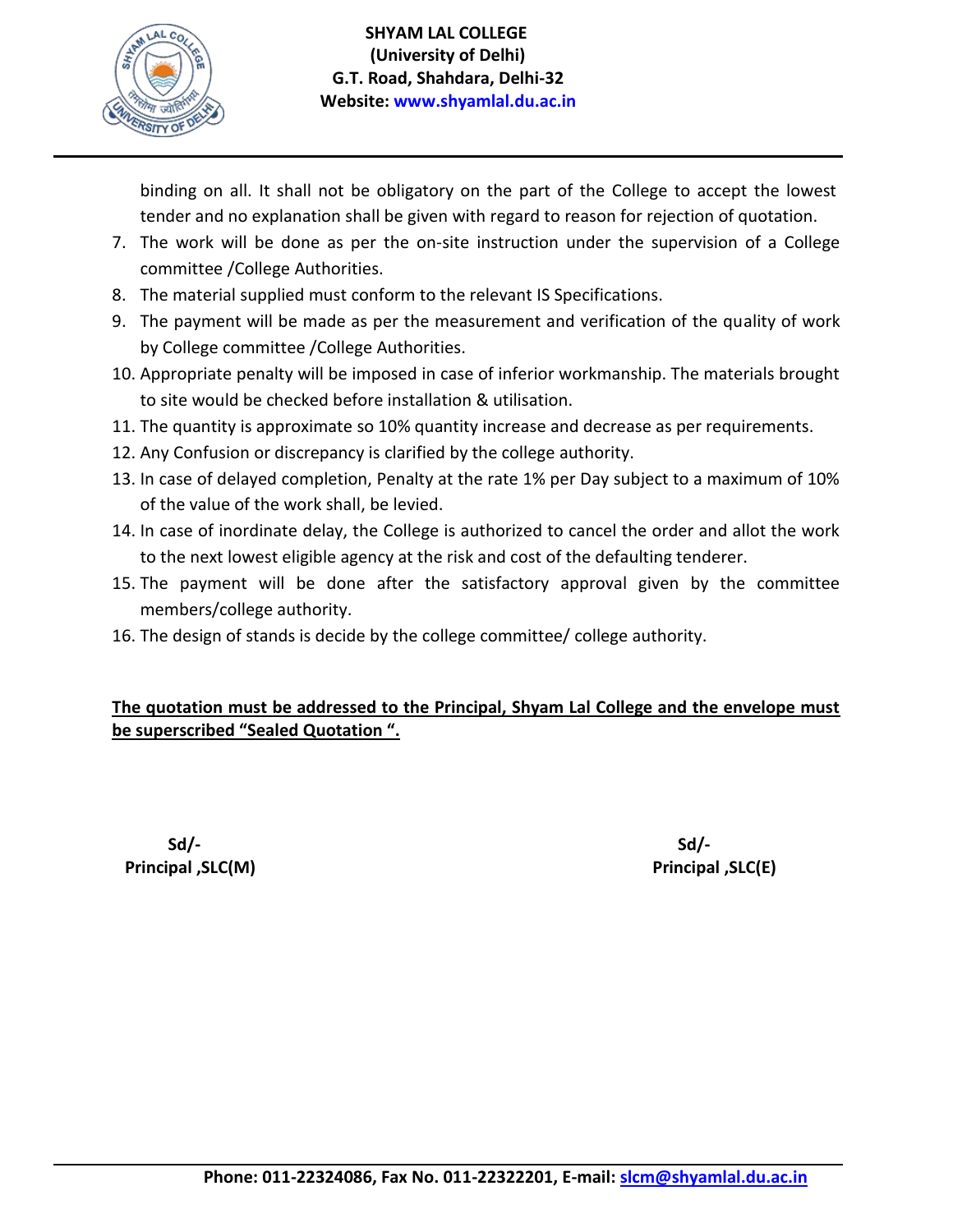binding on all. It shall not be obligatory on the part of the College to accept the lowest tender and no explanation shall be given with regard to reason for rejection of quotation.

7. The work will be done as per the on-site instruction under the supervision of a College committee /College Authorities.
8. The material supplied must conform to the relevant IS Specifications.
9. The payment will be made as per the measurement and verification of the quality of work by College committee /College Authorities.
10. Appropriate penalty will be imposed in case of inferior workmanship. The materials brought to site would be checked before installation & utilisation.
11. The quantity is approximate so 10% quantity increase and decrease as per requirements.
12. Any Confusion or discrepancy is clarified by the college authority.
13. In case of delayed completion, Penalty at the rate 1% per Day subject to a maximum of 10% of the value of the work shall, be levied.
14. In case of inordinate delay, the College is authorized to cancel the order and allot the work to the next lowest eligible agency at the risk and cost of the defaulting tenderer.
15. The payment will be done after the satisfactory approval given by the committee members/college authority.
16. The design of stands is decide by the college committee/ college authority.

**The quotation must be addressed to the Principal, Shyam Lal College and the envelope must be superscribed "Sealed Quotation ".**

**Sd/-**
**Principal ,SLC(M)**

**Sd/-**
**Principal ,SLC(E)**